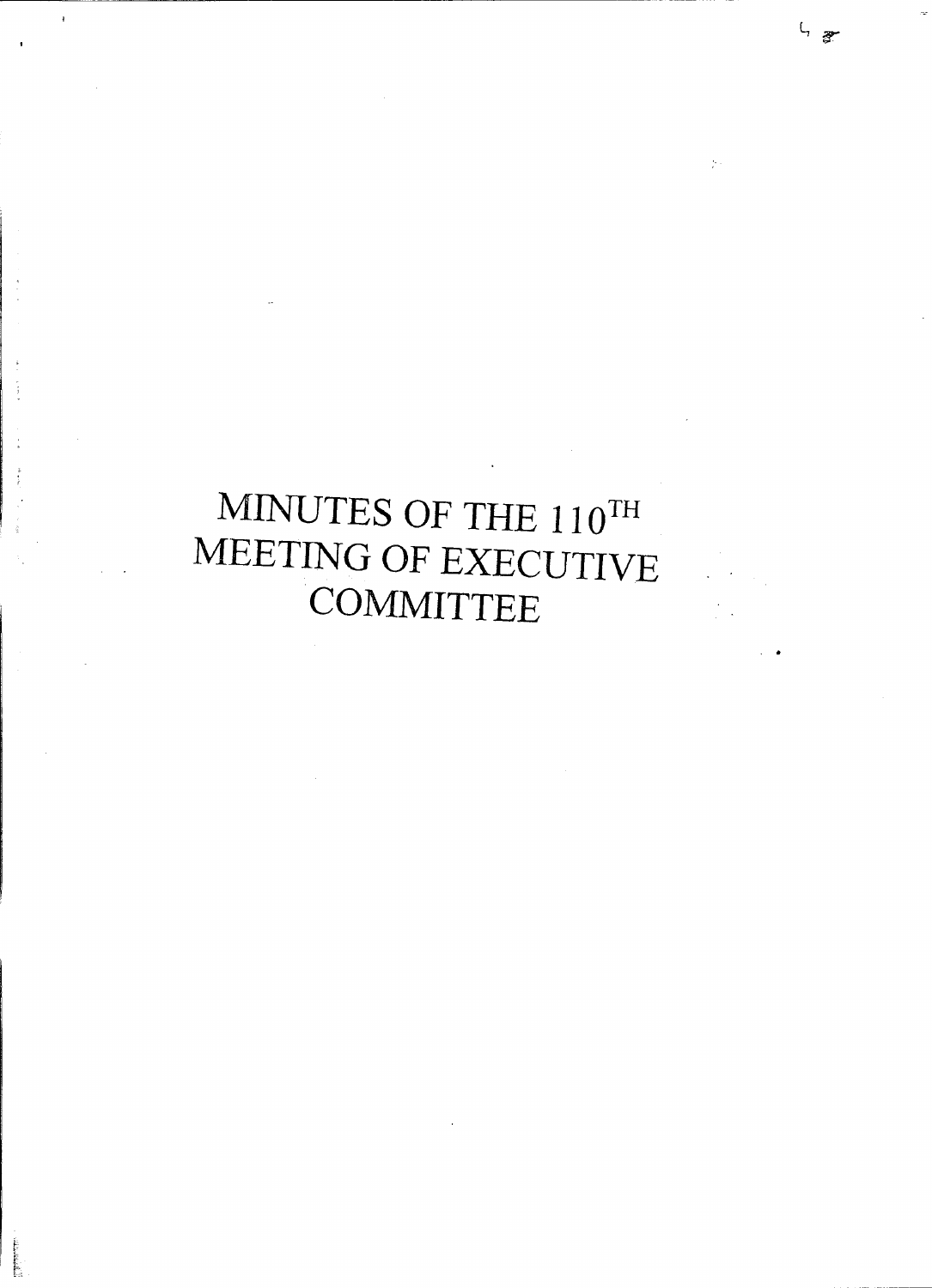# MINUTES OF THE 110TH MEETING OF EXECUTIVE COMMITTEE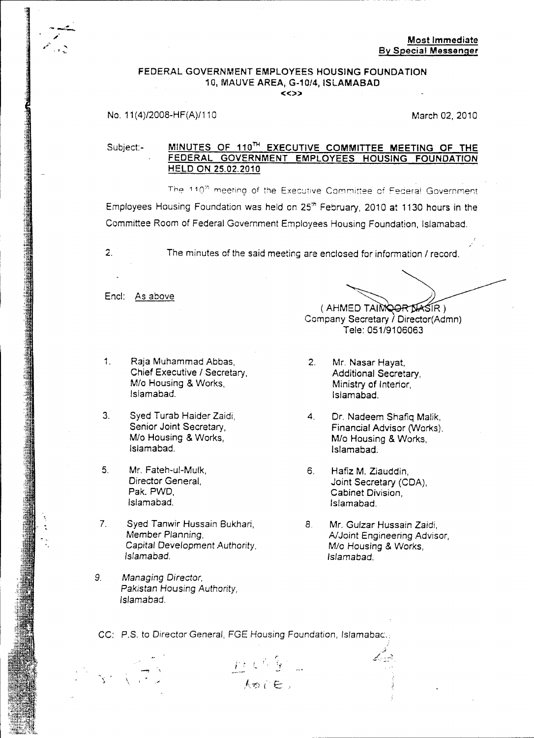**Most Immediate**
**By Special Messenger**

FEDERAL GOVERNMENT EMPLOYEES HOUSING FOUNDATION
10, MAUVE AREA, G-10/4, ISLAMABAD
<<>>

No. 11(4)/2008-HF(A)/110 March 02, 2010

Subject:- **MINUTES OF 110TH EXECUTIVE COMMITTEE MEETING OF THE FEDERAL GOVERNMENT EMPLOYEES HOUSING FOUNDATION HELD ON 25.02.2010**

The 110th meeting of the Executive Committee of Federal Government Employees Housing Foundation was held on 25th February, 2010 at 1130 hours in the Committee Room of Federal Government Employees Housing Foundation, Islamabad.

2. The minutes of the said meeting are enclosed for information / record.

Encl: As above

( AHMED TAIMOOR NASIR )
Company Secretary / Director(Admn)
Tele: 051/9106063

1. Raja Muhammad Abbas,
   Chief Executive / Secretary,
   M/o Housing & Works,
   Islamabad.

2. Mr. Nasar Hayat,
   Additional Secretary,
   Ministry of Interior,
   Islamabad.

3. Syed Turab Haider Zaidi,
   Senior Joint Secretary,
   M/o Housing & Works,
   Islamabad.

4. Dr. Nadeem Shafiq Malik,
   Financial Advisor (Works),
   M/o Housing & Works,
   Islamabad.

5. Mr. Fateh-ul-Mulk,
   Director General,
   Pak. PWD,
   Islamabad.

6. Hafiz M. Ziauddin,
   Joint Secretary (CDA),
   Cabinet Division,
   Islamabad.

7. Syed Tanwir Hussain Bukhari,
   Member Planning,
   Capital Development Authority,
   Islamabad.

8. Mr. Gulzar Hussain Zaidi,
   A/Joint Engineering Advisor,
   M/o Housing & Works,
   Islamabad.

9. Managing Director,
   Pakistan Housing Authority,
   Islamabad.

CC: P.S. to Director General, FGE Housing Foundation, Islamabad.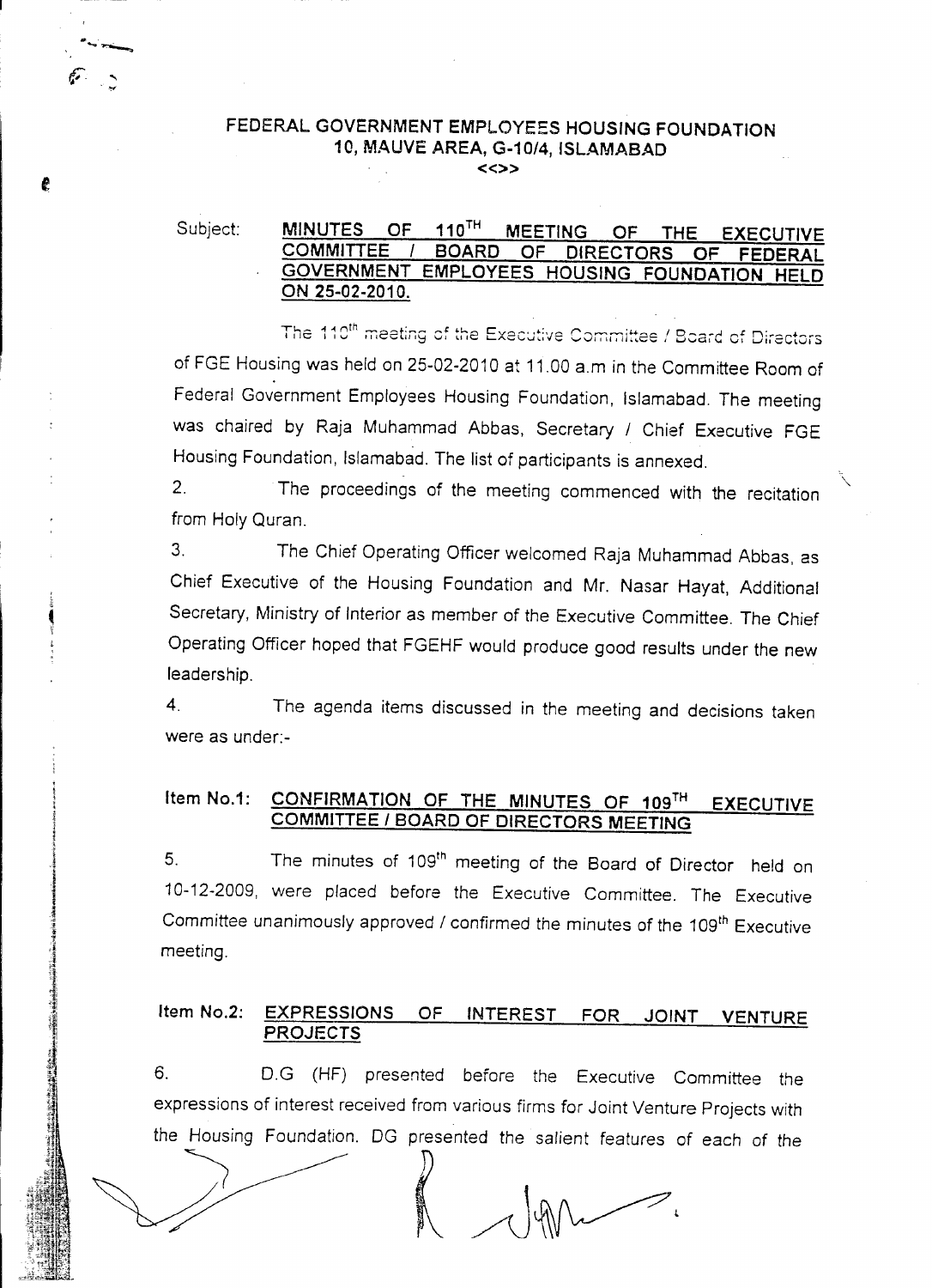# FEDERAL GOVERNMENT EMPLOYEES HOUSING FOUNDATION
## 10, MAUVE AREA, G-10/4, ISLAMABAD

<<>>

Subject: **MINUTES OF 110TH MEETING OF THE EXECUTIVE COMMITTEE / BOARD OF DIRECTORS OF FEDERAL GOVERNMENT EMPLOYEES HOUSING FOUNDATION HELD ON 25-02-2010.**

The 110th meeting of the Executive Committee / Board of Directors of FGE Housing was held on 25-02-2010 at 11.00 a.m in the Committee Room of Federal Government Employees Housing Foundation, Islamabad. The meeting was chaired by Raja Muhammad Abbas, Secretary / Chief Executive FGE Housing Foundation, Islamabad. The list of participants is annexed.

2. The proceedings of the meeting commenced with the recitation from Holy Quran.

3. The Chief Operating Officer welcomed Raja Muhammad Abbas, as Chief Executive of the Housing Foundation and Mr. Nasar Hayat, Additional Secretary, Ministry of Interior as member of the Executive Committee. The Chief Operating Officer hoped that FGEHF would produce good results under the new leadership.

4. The agenda items discussed in the meeting and decisions taken were as under:-

### Item No.1: CONFIRMATION OF THE MINUTES OF 109TH EXECUTIVE COMMITTEE / BOARD OF DIRECTORS MEETING

5. The minutes of 109th meeting of the Board of Director held on 10-12-2009, were placed before the Executive Committee. The Executive Committee unanimously approved / confirmed the minutes of the 109th Executive meeting.

### Item No.2: EXPRESSIONS OF INTEREST FOR JOINT VENTURE PROJECTS

6. D.G (HF) presented before the Executive Committee the expressions of interest received from various firms for Joint Venture Projects with the Housing Foundation. DG presented the salient features of each of the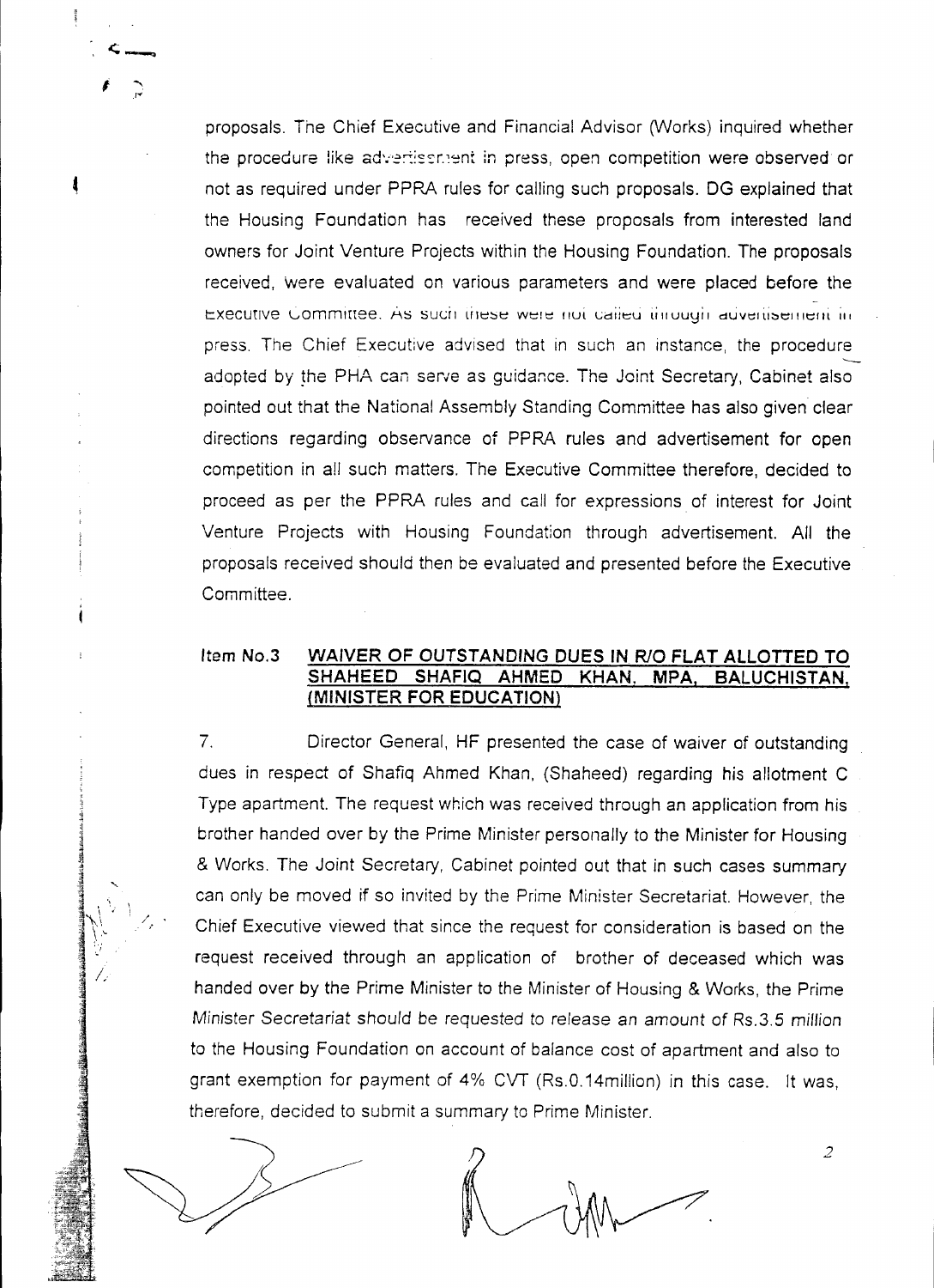proposals. The Chief Executive and Financial Advisor (Works) inquired whether the procedure like advertisement in press, open competition were observed or not as required under PPRA rules for calling such proposals. DG explained that the Housing Foundation has received these proposals from interested land owners for Joint Venture Projects within the Housing Foundation. The proposals received, were evaluated on various parameters and were placed before the Executive Committee. As such these were not called through advertisement in press. The Chief Executive advised that in such an instance, the procedure adopted by the PHA can serve as guidance. The Joint Secretary, Cabinet also pointed out that the National Assembly Standing Committee has also given clear directions regarding observance of PPRA rules and advertisement for open competition in all such matters. The Executive Committee therefore, decided to proceed as per the PPRA rules and call for expressions of interest for Joint Venture Projects with Housing Foundation through advertisement. All the proposals received should then be evaluated and presented before the Executive Committee.

**Item No.3 <u>WAIVER OF OUTSTANDING DUES IN R/O FLAT ALLOTTED TO SHAHEED SHAFIQ AHMED KHAN, MPA, BALUCHISTAN, (MINISTER FOR EDUCATION)</u>**

7. Director General, HF presented the case of waiver of outstanding dues in respect of Shafiq Ahmed Khan, (Shaheed) regarding his allotment C Type apartment. The request which was received through an application from his brother handed over by the Prime Minister personally to the Minister for Housing & Works. The Joint Secretary, Cabinet pointed out that in such cases summary can only be moved if so invited by the Prime Minister Secretariat. However, the Chief Executive viewed that since the request for consideration is based on the request received through an application of brother of deceased which was handed over by the Prime Minister to the Minister of Housing & Works, the Prime Minister Secretariat should be requested to release an amount of Rs.3.5 million to the Housing Foundation on account of balance cost of apartment and also to grant exemption for payment of 4% CVT (Rs.0.14million) in this case. It was, therefore, decided to submit a summary to Prime Minister.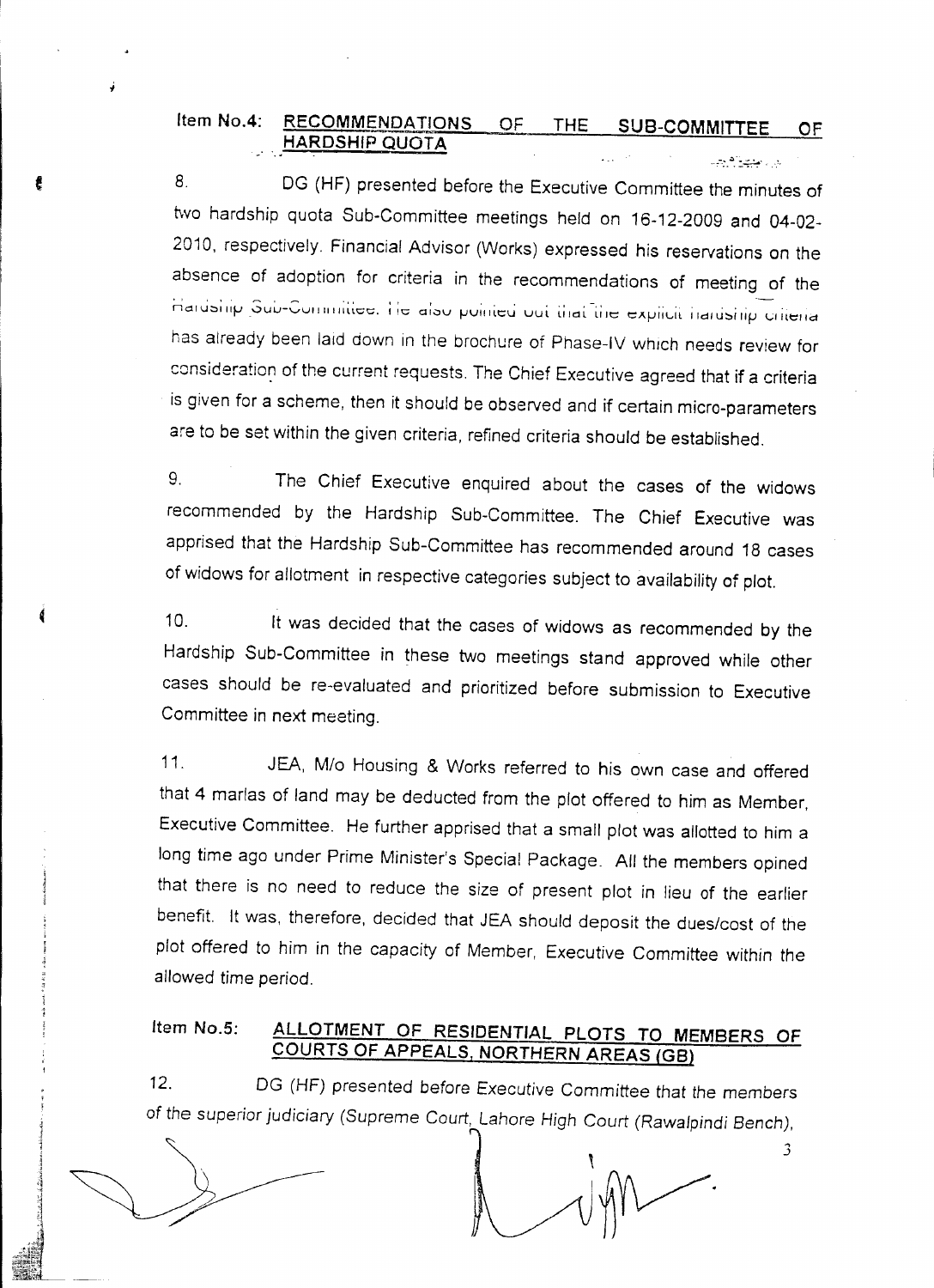### Item No.4: RECOMMENDATIONS OF THE SUB-COMMITTEE OF HARDSHIP QUOTA

8. DG (HF) presented before the Executive Committee the minutes of two hardship quota Sub-Committee meetings held on 16-12-2009 and 04-02-2010, respectively. Financial Advisor (Works) expressed his reservations on the absence of adoption for criteria in the recommendations of meeting of the Hardship Sub-Committee. He also pointed out that the explicit hardship criteria has already been laid down in the brochure of Phase-IV which needs review for consideration of the current requests. The Chief Executive agreed that if a criteria is given for a scheme, then it should be observed and if certain micro-parameters are to be set within the given criteria, refined criteria should be established.

9. The Chief Executive enquired about the cases of the widows recommended by the Hardship Sub-Committee. The Chief Executive was apprised that the Hardship Sub-Committee has recommended around 18 cases of widows for allotment in respective categories subject to availability of plot.

10. It was decided that the cases of widows as recommended by the Hardship Sub-Committee in these two meetings stand approved while other cases should be re-evaluated and prioritized before submission to Executive Committee in next meeting.

11. JEA, M/o Housing & Works referred to his own case and offered that 4 marlas of land may be deducted from the plot offered to him as Member, Executive Committee. He further apprised that a small plot was allotted to him a long time ago under Prime Minister's Special Package. All the members opined that there is no need to reduce the size of present plot in lieu of the earlier benefit. It was, therefore, decided that JEA should deposit the dues/cost of the plot offered to him in the capacity of Member, Executive Committee within the allowed time period.

### Item No.5: ALLOTMENT OF RESIDENTIAL PLOTS TO MEMBERS OF COURTS OF APPEALS, NORTHERN AREAS (GB)

12. DG (HF) presented before Executive Committee that the members of the superior judiciary (Supreme Court, Lahore High Court (Rawalpindi Bench),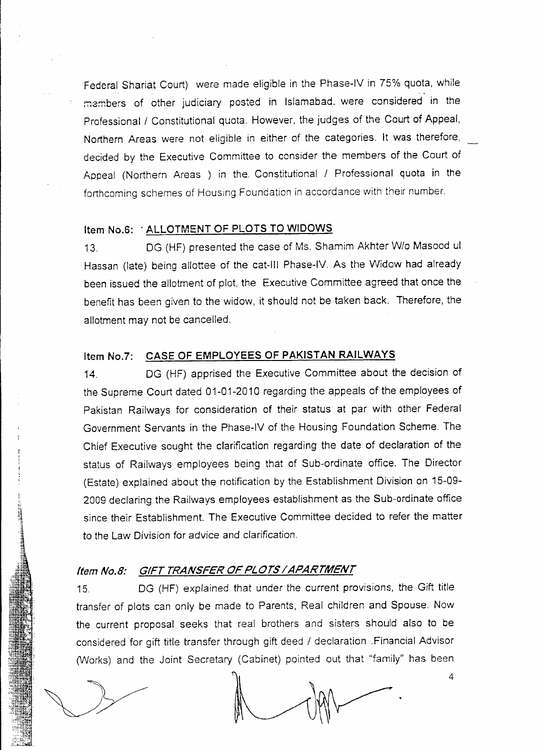Federal Shariat Court) were made eligible in the Phase-IV in 75% quota, while members of other judiciary posted in Islamabad. were considered in the Professional / Constitutional quota. However, the judges of the Court of Appeal, Northern Areas were not eligible in either of the categories. It was therefore, decided by the Executive Committee to consider the members of the Court of Appeal (Northern Areas ) in the Constitutional / Professional quota in the forthcoming schemes of Housing Foundation in accordance with their number.

### Item No.6: <u>ALLOTMENT OF PLOTS TO WIDOWS</u>

13. DG (HF) presented the case of Ms. Shamim Akhter W/o Masood ul Hassan (late) being allottee of the cat-III Phase-IV. As the Widow had already been issued the allotment of plot, the Executive Committee agreed that once the benefit has been given to the widow, it should not be taken back. Therefore, the allotment may not be cancelled.

### Item No.7: <u>CASE OF EMPLOYEES OF PAKISTAN RAILWAYS</u>

14. DG (HF) apprised the Executive Committee about the decision of the Supreme Court dated 01-01-2010 regarding the appeals of the employees of Pakistan Railways for consideration of their status at par with other Federal Government Servants in the Phase-IV of the Housing Foundation Scheme. The Chief Executive sought the clarification regarding the date of declaration of the status of Railways employees being that of Sub-ordinate office. The Director (Estate) explained about the notification by the Establishment Division on 15-09-2009 declaring the Railways employees establishment as the Sub-ordinate office since their Establishment. The Executive Committee decided to refer the matter to the Law Division for advice and clarification.

### *Item No.8: <u>GIFT TRANSFER OF PLOTS / APARTMENT</u>*

15. DG (HF) explained that under the current provisions, the Gift title transfer of plots can only be made to Parents, Real children and Spouse. Now the current proposal seeks that real brothers and sisters should also to be considered for gift title transfer through gift deed / declaration .Financial Advisor (Works) and the Joint Secretary (Cabinet) pointed out that "family" has been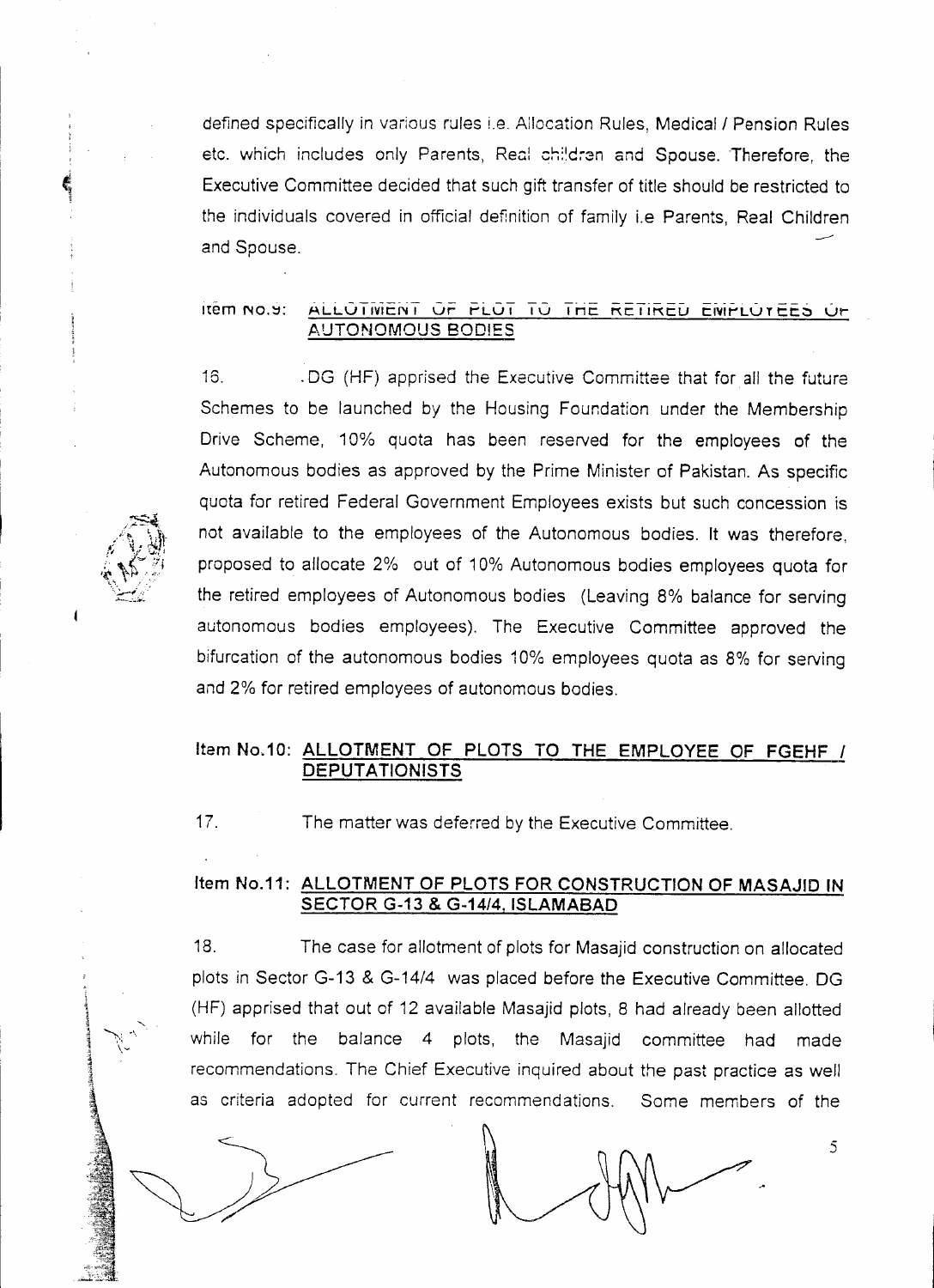defined specifically in various rules i.e. Allocation Rules, Medical / Pension Rules etc. which includes only Parents, Real children and Spouse. Therefore, the Executive Committee decided that such gift transfer of title should be restricted to the individuals covered in official definition of family i.e Parents, Real Children and Spouse.

**Item No.9: ALLOTMENT OF PLOT TO THE RETIRED EMPLOYEES OF AUTONOMOUS BODIES**

16. DG (HF) apprised the Executive Committee that for all the future Schemes to be launched by the Housing Foundation under the Membership Drive Scheme, 10% quota has been reserved for the employees of the Autonomous bodies as approved by the Prime Minister of Pakistan. As specific quota for retired Federal Government Employees exists but such concession is not available to the employees of the Autonomous bodies. It was therefore, proposed to allocate 2% out of 10% Autonomous bodies employees quota for the retired employees of Autonomous bodies (Leaving 8% balance for serving autonomous bodies employees). The Executive Committee approved the bifurcation of the autonomous bodies 10% employees quota as 8% for serving and 2% for retired employees of autonomous bodies.

**Item No.10: ALLOTMENT OF PLOTS TO THE EMPLOYEE OF FGEHF / DEPUTATIONISTS**

17. The matter was deferred by the Executive Committee.

**Item No.11: ALLOTMENT OF PLOTS FOR CONSTRUCTION OF MASAJID IN SECTOR G-13 & G-14/4, ISLAMABAD**

18. The case for allotment of plots for Masajid construction on allocated plots in Sector G-13 & G-14/4 was placed before the Executive Committee. DG (HF) apprised that out of 12 available Masajid plots, 8 had already been allotted while for the balance 4 plots, the Masajid committee had made recommendations. The Chief Executive inquired about the past practice as well as criteria adopted for current recommendations. Some members of the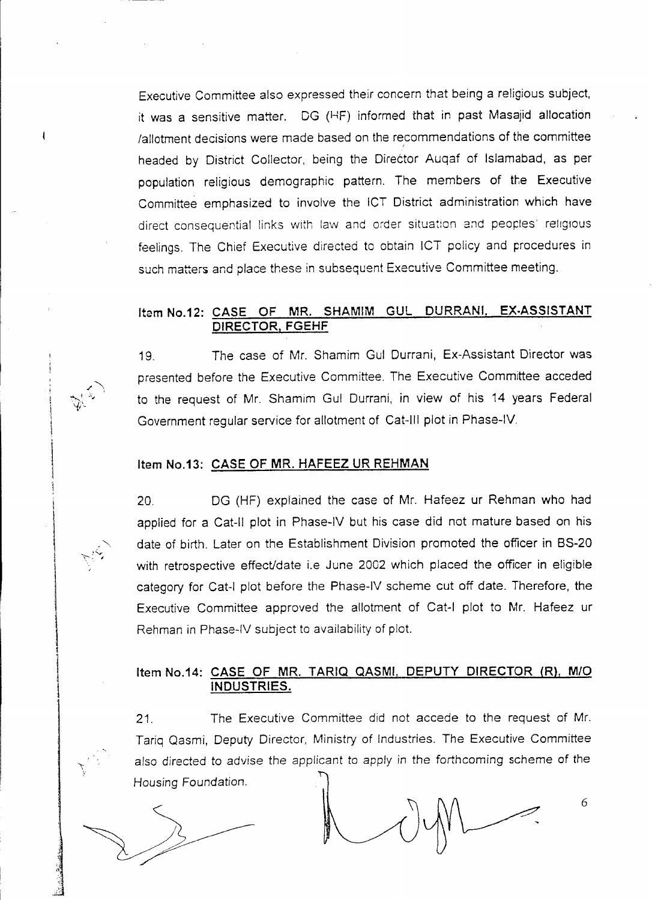Executive Committee also expressed their concern that being a religious subject, it was a sensitive matter. DG (HF) informed that in past Masajid allocation /allotment decisions were made based on the recommendations of the committee headed by District Collector, being the Director Auqaf of Islamabad, as per population religious demographic pattern. The members of the Executive Committee emphasized to involve the ICT District administration which have direct consequential links with law and order situation and peoples' religious feelings. The Chief Executive directed to obtain ICT policy and procedures in such matters and place these in subsequent Executive Committee meeting.

### Item No.12: <u>CASE OF MR. SHAMIM GUL DURRANI, EX-ASSISTANT DIRECTOR, FGEHF</u>

19. The case of Mr. Shamim Gul Durrani, Ex-Assistant Director was presented before the Executive Committee. The Executive Committee acceded to the request of Mr. Shamim Gul Durrani, in view of his 14 years Federal Government regular service for allotment of Cat-III plot in Phase-IV.

### Item No.13: <u>CASE OF MR. HAFEEZ UR REHMAN</u>

20. DG (HF) explained the case of Mr. Hafeez ur Rehman who had applied for a Cat-II plot in Phase-IV but his case did not mature based on his date of birth. Later on the Establishment Division promoted the officer in BS-20 with retrospective effect/date i.e June 2002 which placed the officer in eligible category for Cat-I plot before the Phase-IV scheme cut off date. Therefore, the Executive Committee approved the allotment of Cat-I plot to Mr. Hafeez ur Rehman in Phase-IV subject to availability of plot.

### Item No.14: <u>CASE OF MR. TARIQ QASMI, DEPUTY DIRECTOR (R), M/O INDUSTRIES.</u>

21. The Executive Committee did not accede to the request of Mr. Tariq Qasmi, Deputy Director, Ministry of Industries. The Executive Committee also directed to advise the applicant to apply in the forthcoming scheme of the Housing Foundation.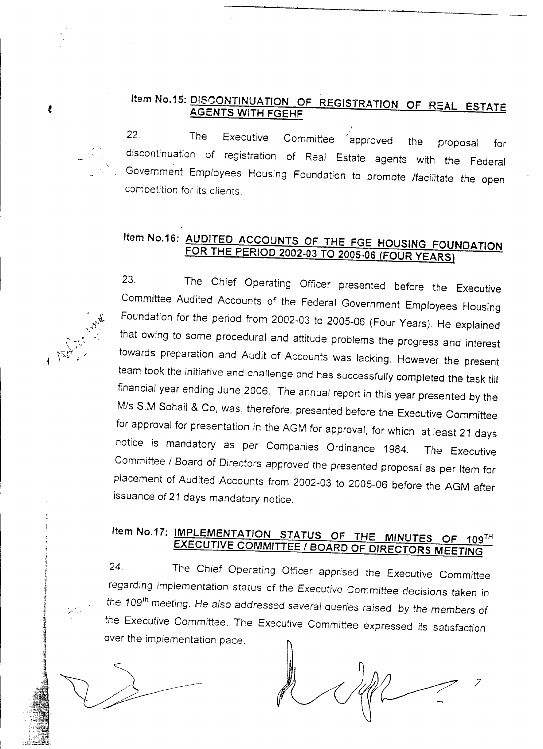## Item No.15: DISCONTINUATION OF REGISTRATION OF REAL ESTATE AGENTS WITH FGEHF

22. The Executive Committee approved the proposal for discontinuation of registration of Real Estate agents with the Federal Government Employees Housing Foundation to promote /facilitate the open competition for its clients.

## Item No.16: AUDITED ACCOUNTS OF THE FGE HOUSING FOUNDATION FOR THE PERIOD 2002-03 TO 2005-06 (FOUR YEARS)

23. The Chief Operating Officer presented before the Executive Committee Audited Accounts of the Federal Government Employees Housing Foundation for the period from 2002-03 to 2005-06 (Four Years). He explained that owing to some procedural and attitude problems the progress and interest towards preparation and Audit of Accounts was lacking. However the present team took the initiative and challenge and has successfully completed the task till financial year ending June 2006. The annual report in this year presented by the M/s S.M Sohail & Co, was, therefore, presented before the Executive Committee for approval for presentation in the AGM for approval, for which at least 21 days notice is mandatory as per Companies Ordinance 1984. The Executive Committee / Board of Directors approved the presented proposal as per Item for placement of Audited Accounts from 2002-03 to 2005-06 before the AGM after issuance of 21 days mandatory notice.

## Item No.17: IMPLEMENTATION STATUS OF THE MINUTES OF 109[TH] EXECUTIVE COMMITTEE / BOARD OF DIRECTORS MEETING

24. The Chief Operating Officer apprised the Executive Committee regarding implementation status of the Executive Committee decisions taken in *the 109[th] meeting. He also addressed several queries raised by the members of* the Executive Committee. The Executive Committee expressed its satisfaction over the implementation pace.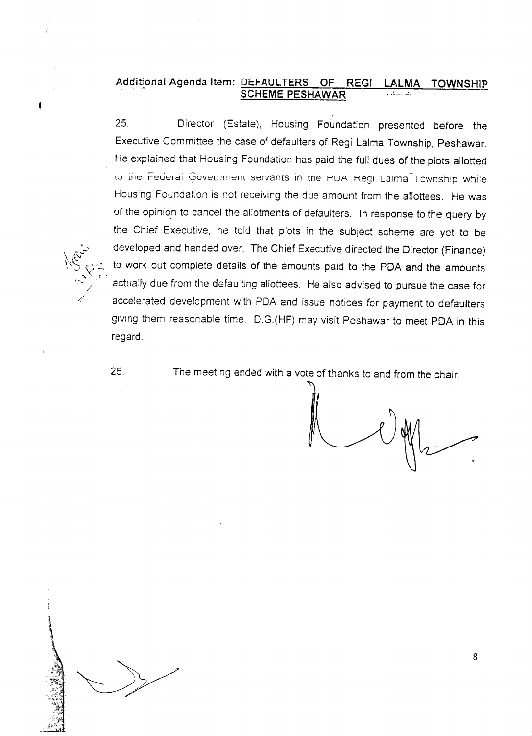**Additional Agenda Item: <u>DEFAULTERS OF REGI LALMA TOWNSHIP SCHEME PESHAWAR</u>**

25. Director (Estate), Housing Foundation presented before the Executive Committee the case of defaulters of Regi Lalma Township, Peshawar. He explained that Housing Foundation has paid the full dues of the plots allotted to the Federal Government servants in the PDA Regi Lalma Township while Housing Foundation is not receiving the due amount from the allottees. He was of the opinion to cancel the allotments of defaulters. In response to the query by the Chief Executive, he told that plots in the subject scheme are yet to be developed and handed over. The Chief Executive directed the Director (Finance) to work out complete details of the amounts paid to the PDA and the amounts actually due from the defaulting allottees. He also advised to pursue the case for accelerated development with PDA and issue notices for payment to defaulters giving them reasonable time. D.G.(HF) may visit Peshawar to meet PDA in this regard.

26. The meeting ended with a vote of thanks to and from the chair.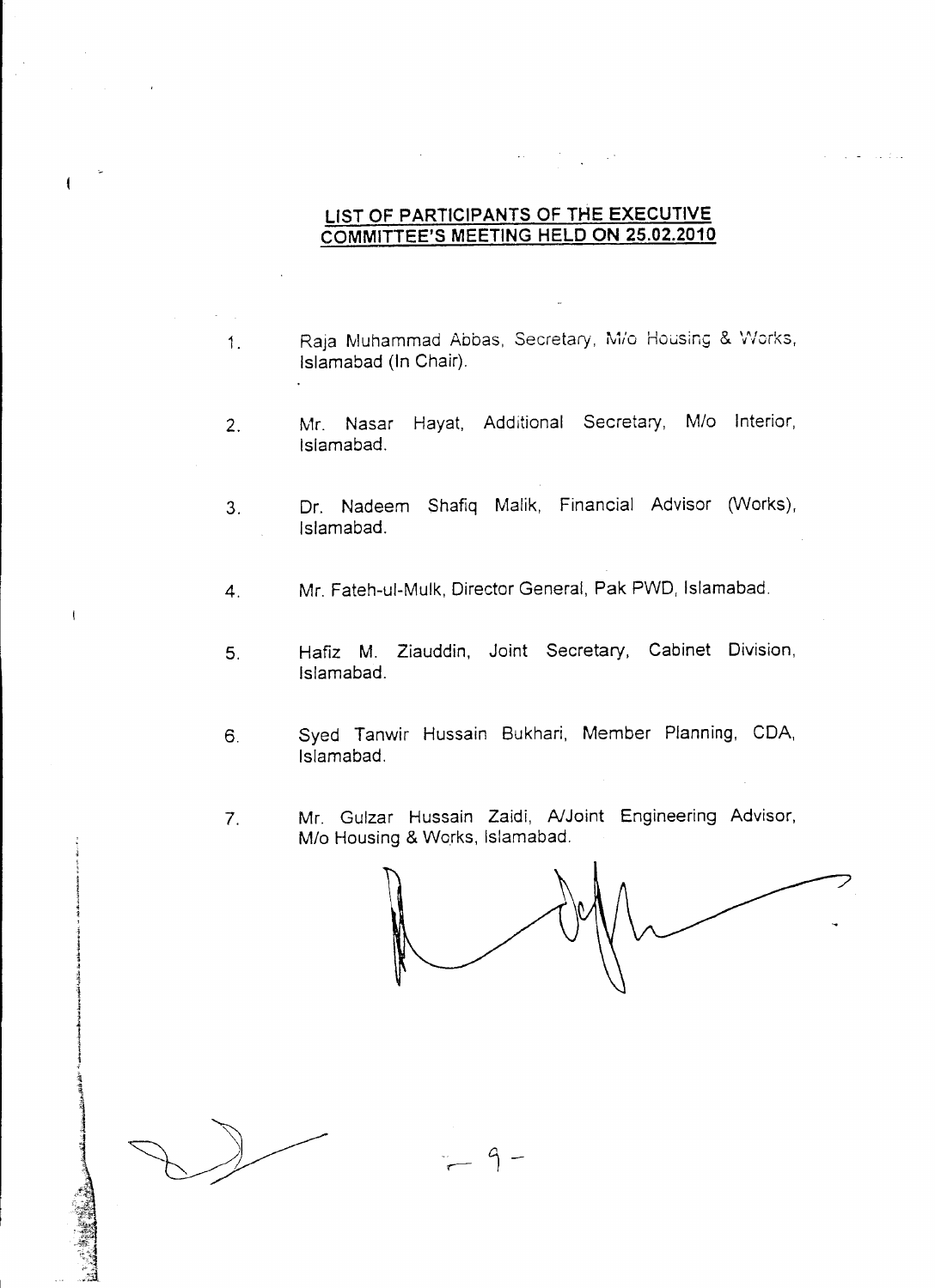## LIST OF PARTICIPANTS OF THE EXECUTIVE COMMITTEE'S MEETING HELD ON 25.02.2010

1. Raja Muhammad Abbas, Secretary, M/o Housing & Works, Islamabad (In Chair).

2. Mr. Nasar Hayat, Additional Secretary, M/o Interior, Islamabad.

3. Dr. Nadeem Shafiq Malik, Financial Advisor (Works), Islamabad.

4. Mr. Fateh-ul-Mulk, Director General, Pak PWD, Islamabad.

5. Hafiz M. Ziauddin, Joint Secretary, Cabinet Division, Islamabad.

6. Syed Tanwir Hussain Bukhari, Member Planning, CDA, Islamabad.

7. Mr. Gulzar Hussain Zaidi, A/Joint Engineering Advisor, M/o Housing & Works, Islamabad.